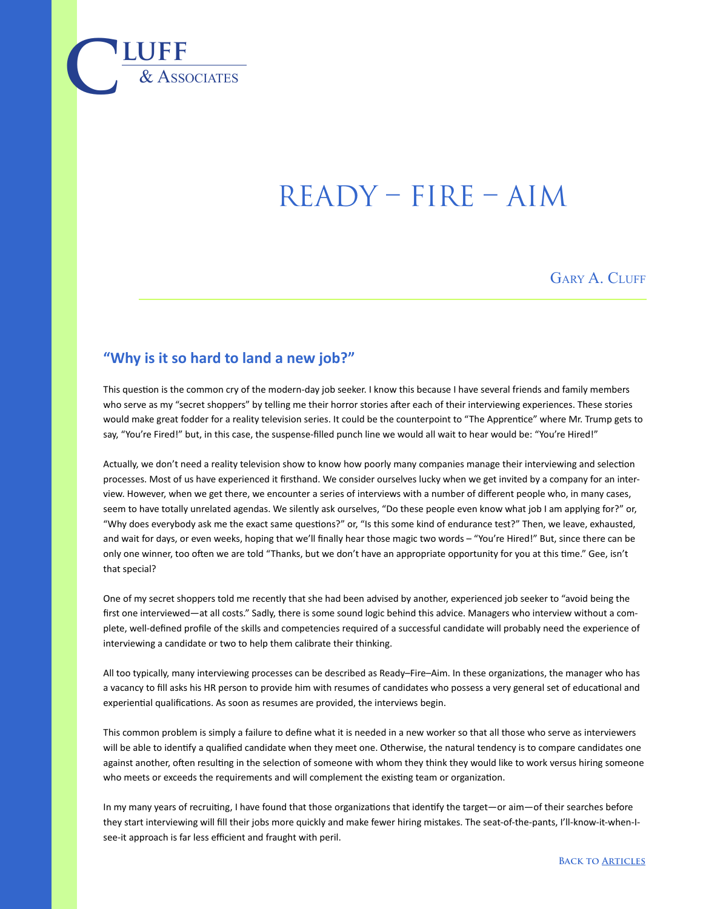Cluff & Associates

# READY – FIRE – AIM

Gary A. Cluff

## "Why is it so hard to land a new job?"

This question is the common cry of the modern-day job seeker. I know this because I have several friends and family members who serve as my "secret shoppers" by telling me their horror stories after each of their interviewing experiences. These stories would make great fodder for a reality television series. It could be the counterpoint to "The Apprentice" where Mr. Trump gets to say, "You're Fired!" but, in this case, the suspense-filled punch line we would all wait to hear would be: "You're Hired!"

Actually, we don't need a reality television show to know how poorly many companies manage their interviewing and selection processes. Most of us have experienced it firsthand. We consider ourselves lucky when we get invited by a company for an interview. However, when we get there, we encounter a series of interviews with a number of different people who, in many cases, seem to have totally unrelated agendas. We silently ask ourselves, "Do these people even know what job I am applying for?" or, "Why does everybody ask me the exact same questions?" or, "Is this some kind of endurance test?" Then, we leave, exhausted, and wait for days, or even weeks, hoping that we'll finally hear those magic two words – "You're Hired!" But, since there can be only one winner, too often we are told "Thanks, but we don't have an appropriate opportunity for you at this time." Gee, isn't that special?

One of my secret shoppers told me recently that she had been advised by another, experienced job seeker to "avoid being the first one interviewed—at all costs." Sadly, there is some sound logic behind this advice. Managers who interview without a complete, well-defined profile of the skills and competencies required of a successful candidate will probably need the experience of interviewing a candidate or two to help them calibrate their thinking.

All too typically, many interviewing processes can be described as Ready–Fire–Aim. In these organizations, the manager who has a vacancy to fill asks his HR person to provide him with resumes of candidates who possess a very general set of educational and experiential qualifications. As soon as resumes are provided, the interviews begin.

This common problem is simply a failure to define what it is needed in a new worker so that all those who serve as interviewers will be able to identify a qualified candidate when they meet one. Otherwise, the natural tendency is to compare candidates one against another, often resulting in the selection of someone with whom they think they would like to work versus hiring someone who meets or exceeds the requirements and will complement the existing team or organization.

In my many years of recruiting, I have found that those organizations that identify the target—or aim—of their searches before they start interviewing will fill their jobs more quickly and make fewer hiring mistakes. The seat-of-the-pants, I'll-know-it-when-I-see-it approach is far less efficient and fraught with peril.

Back to Articles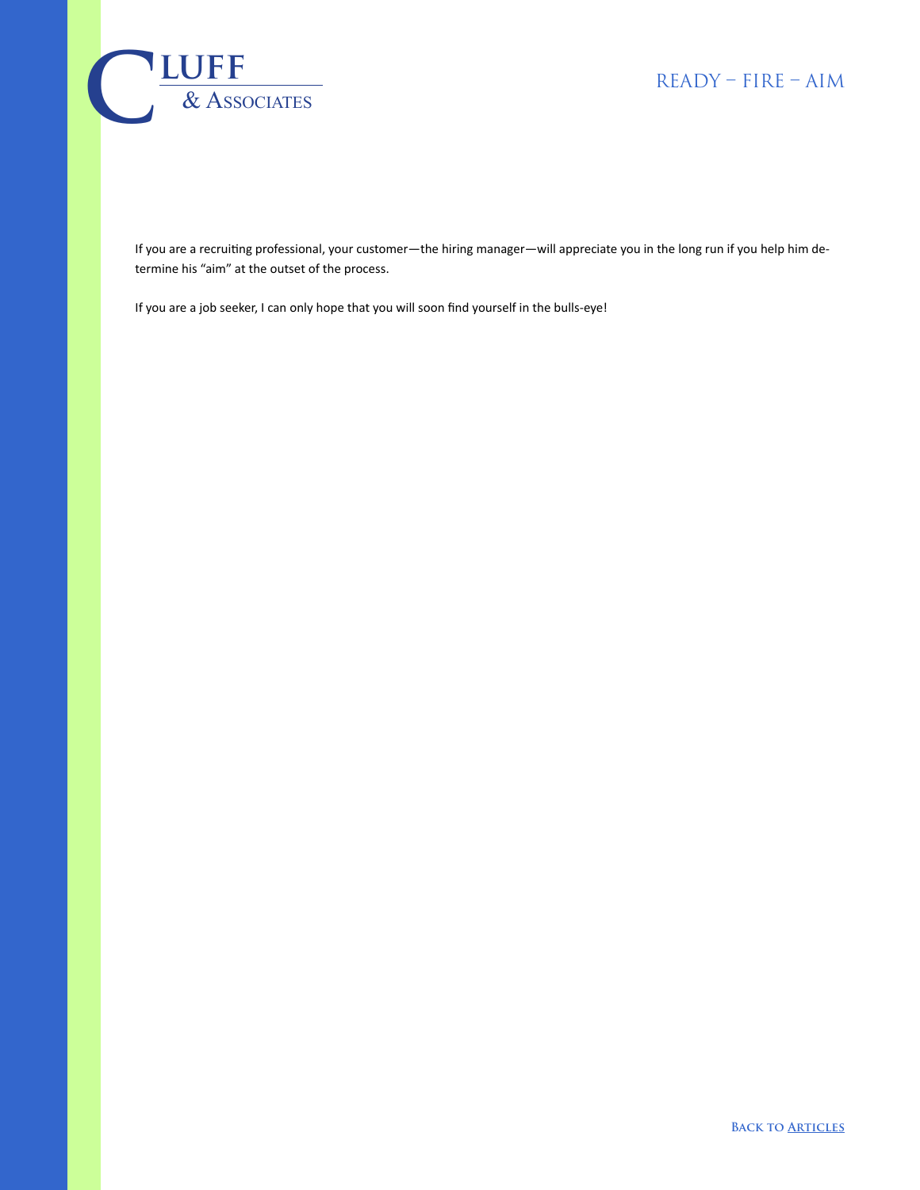If you are a recruiting professional, your customer—the hiring manager—will appreciate you in the long run if you help him determine his "aim" at the outset of the process.

If you are a job seeker, I can only hope that you will soon find yourself in the bulls-eye!

**Back to Articles**